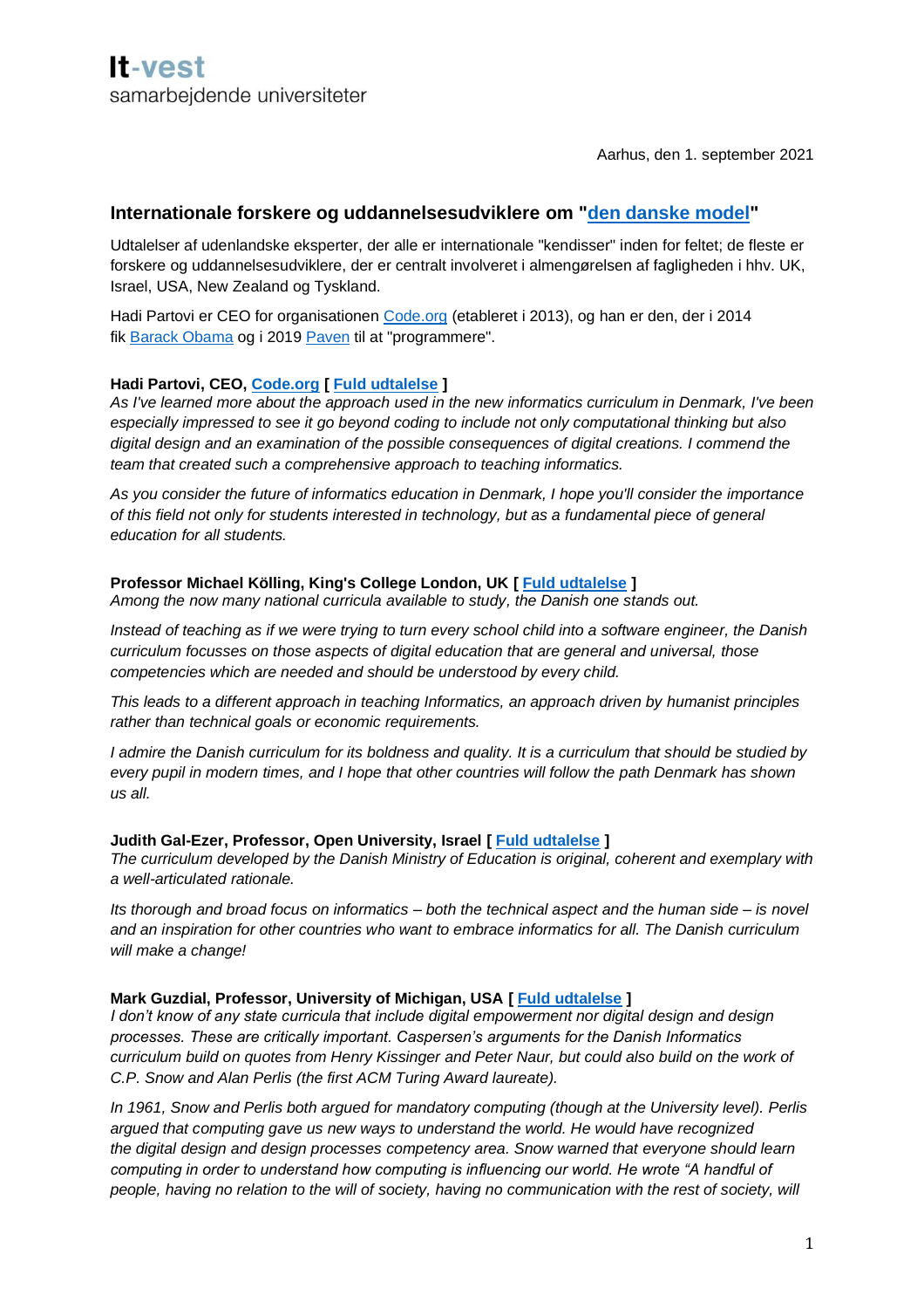**It-vest**
samarbejdende universiteter

Aarhus, den 1. september 2021

## Internationale forskere og uddannelsesudviklere om "den danske model"

Udtalelser af udenlandske eksperter, der alle er internationale "kendisser" inden for feltet; de fleste er forskere og uddannelsesudviklere, der er centralt involveret i almengørelsen af fagligheden i hhv. UK, Israel, USA, New Zealand og Tyskland.

Hadi Partovi er CEO for organisationen Code.org (etableret i 2013), og han er den, der i 2014 fik Barack Obama og i 2019 Paven til at "programmere".

**Hadi Partovi, CEO, Code.org [ Fuld udtalelse ]**
*As I've learned more about the approach used in the new informatics curriculum in Denmark, I've been especially impressed to see it go beyond coding to include not only computational thinking but also digital design and an examination of the possible consequences of digital creations. I commend the team that created such a comprehensive approach to teaching informatics.*

*As you consider the future of informatics education in Denmark, I hope you'll consider the importance of this field not only for students interested in technology, but as a fundamental piece of general education for all students.*

**Professor Michael Kölling, King's College London, UK [ Fuld udtalelse ]**
*Among the now many national curricula available to study, the Danish one stands out.*

*Instead of teaching as if we were trying to turn every school child into a software engineer, the Danish curriculum focusses on those aspects of digital education that are general and universal, those competencies which are needed and should be understood by every child.*

*This leads to a different approach in teaching Informatics, an approach driven by humanist principles rather than technical goals or economic requirements.*

*I admire the Danish curriculum for its boldness and quality. It is a curriculum that should be studied by every pupil in modern times, and I hope that other countries will follow the path Denmark has shown us all.*

**Judith Gal-Ezer, Professor, Open University, Israel [ Fuld udtalelse ]**
*The curriculum developed by the Danish Ministry of Education is original, coherent and exemplary with a well-articulated rationale.*

*Its thorough and broad focus on informatics – both the technical aspect and the human side – is novel and an inspiration for other countries who want to embrace informatics for all. The Danish curriculum will make a change!*

**Mark Guzdial, Professor, University of Michigan, USA [ Fuld udtalelse ]**
*I don't know of any state curricula that include digital empowerment nor digital design and design processes. These are critically important. Caspersen's arguments for the Danish Informatics curriculum build on quotes from Henry Kissinger and Peter Naur, but could also build on the work of C.P. Snow and Alan Perlis (the first ACM Turing Award laureate).*

*In 1961, Snow and Perlis both argued for mandatory computing (though at the University level). Perlis argued that computing gave us new ways to understand the world. He would have recognized the digital design and design processes competency area. Snow warned that everyone should learn computing in order to understand how computing is influencing our world. He wrote "A handful of people, having no relation to the will of society, having no communication with the rest of society, will*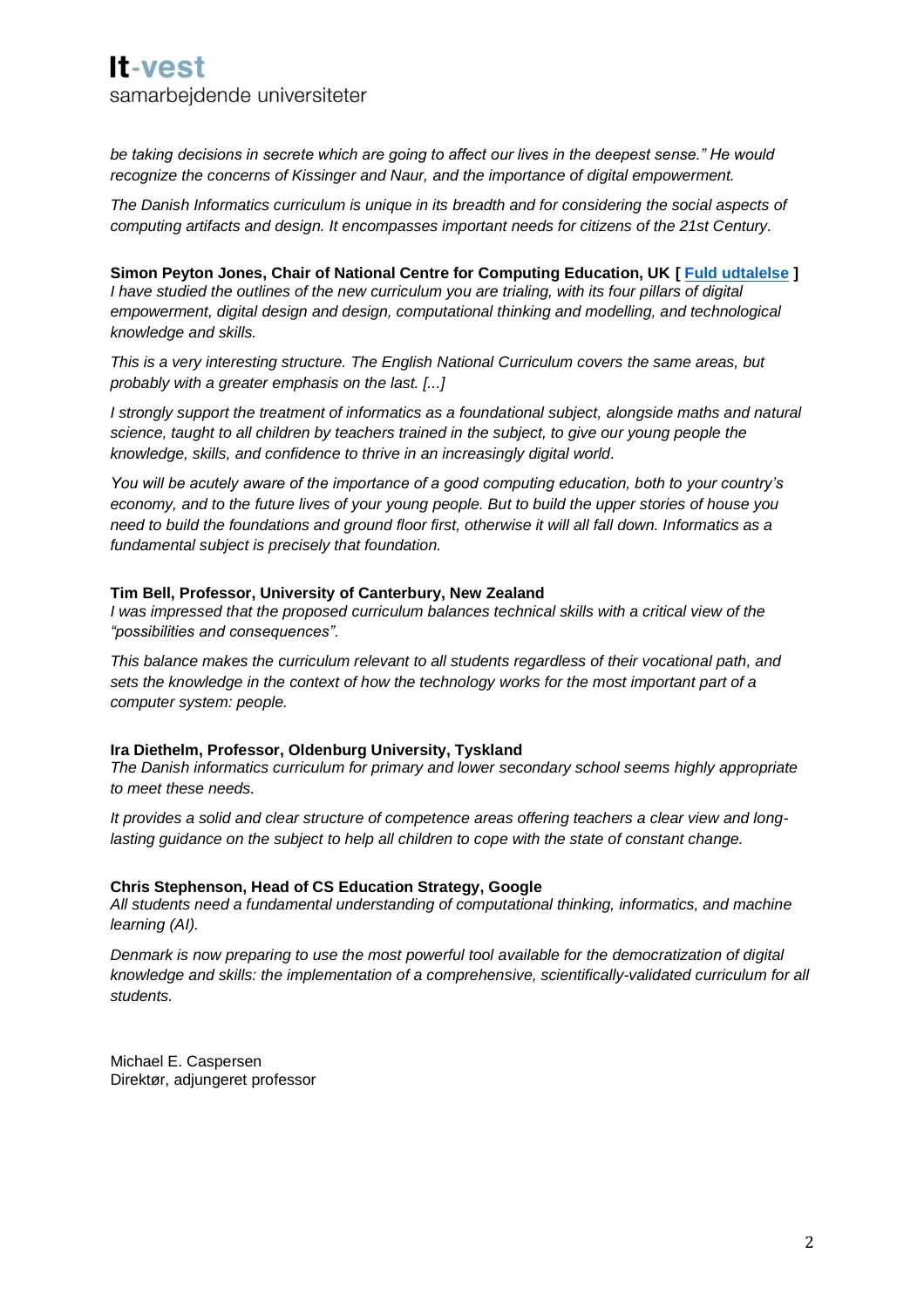*be taking decisions in secrete which are going to affect our lives in the deepest sense." He would recognize the concerns of Kissinger and Naur, and the importance of digital empowerment.*

*The Danish Informatics curriculum is unique in its breadth and for considering the social aspects of computing artifacts and design. It encompasses important needs for citizens of the 21st Century.*

**Simon Peyton Jones, Chair of National Centre for Computing Education, UK [ Fuld udtalelse ]**
*I have studied the outlines of the new curriculum you are trialing, with its four pillars of digital empowerment, digital design and design, computational thinking and modelling, and technological knowledge and skills.*

*This is a very interesting structure. The English National Curriculum covers the same areas, but probably with a greater emphasis on the last. [...]*

*I strongly support the treatment of informatics as a foundational subject, alongside maths and natural science, taught to all children by teachers trained in the subject, to give our young people the knowledge, skills, and confidence to thrive in an increasingly digital world.*

*You will be acutely aware of the importance of a good computing education, both to your country's economy, and to the future lives of your young people. But to build the upper stories of house you need to build the foundations and ground floor first, otherwise it will all fall down. Informatics as a fundamental subject is precisely that foundation.*

**Tim Bell, Professor, University of Canterbury, New Zealand**
*I was impressed that the proposed curriculum balances technical skills with a critical view of the "possibilities and consequences".*

*This balance makes the curriculum relevant to all students regardless of their vocational path, and sets the knowledge in the context of how the technology works for the most important part of a computer system: people.*

**Ira Diethelm, Professor, Oldenburg University, Tyskland**
*The Danish informatics curriculum for primary and lower secondary school seems highly appropriate to meet these needs.*

*It provides a solid and clear structure of competence areas offering teachers a clear view and long-lasting guidance on the subject to help all children to cope with the state of constant change.*

**Chris Stephenson, Head of CS Education Strategy, Google**
*All students need a fundamental understanding of computational thinking, informatics, and machine learning (AI).*

*Denmark is now preparing to use the most powerful tool available for the democratization of digital knowledge and skills: the implementation of a comprehensive, scientifically-validated curriculum for all students.*

Michael E. Caspersen
Direktør, adjungeret professor